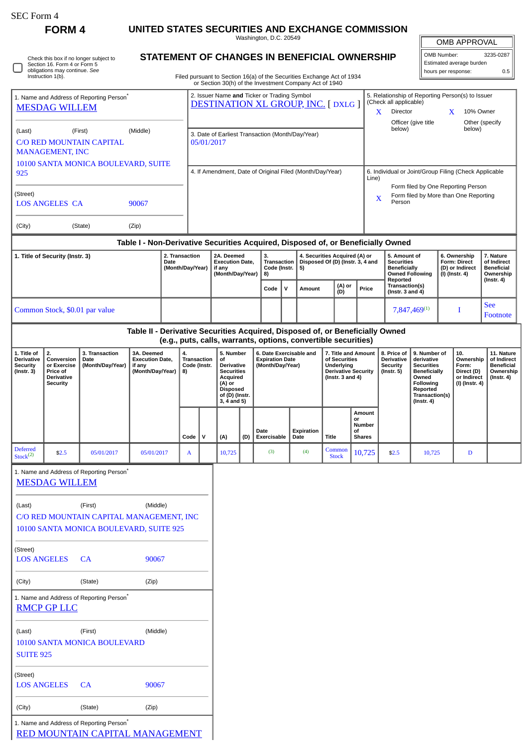SEC Form 4

**FORM 4**

# UNITED STATES SECURITIES AND EXCHANGE COMMISSION

Washington, D.C. 20549

## STATEMENT OF CHANGES IN BENEFICIAL OWNERSHIP

Filed pursuant to Section 16(a) of the Securities Exchange Act of 1934 or Section 30(h) of the Investment Company Act of 1940

| OMB APPROVAL | |
|---|---|
| OMB Number: | 3235-0287 |
| Estimated average burden | |
| hours per response: | 0.5 |

☐ Check this box if no longer subject to Section 16. Form 4 or Form 5 obligations may continue. *See* Instruction 1(b).

1. Name and Address of Reporting Person*
MESDAG WILLEM

(Last) (First) (Middle)
C/O RED MOUNTAIN CAPITAL MANAGEMENT, INC
10100 SANTA MONICA BOULEVARD, SUITE 925

(Street)
LOS ANGELES CA 90067

(City) (State) (Zip)

2. Issuer Name **and** Ticker or Trading Symbol
DESTINATION XL GROUP, INC. [ DXLG ]

3. Date of Earliest Transaction (Month/Day/Year)
05/01/2017

4. If Amendment, Date of Original Filed (Month/Day/Year)

5. Relationship of Reporting Person(s) to Issuer (Check all applicable)
X Director
X 10% Owner
Officer (give title below)
Other (specify below)

6. Individual or Joint/Group Filing (Check Applicable Line)
Form filed by One Reporting Person
X Form filed by More than One Reporting Person

### Table I - Non-Derivative Securities Acquired, Disposed of, or Beneficially Owned

| 1. Title of Security (Instr. 3) | 2. Transaction Date (Month/Day/Year) | 2A. Deemed Execution Date, if any (Month/Day/Year) | 3. Transaction Code (Instr. 8) | | 4. Securities Acquired (A) or Disposed Of (D) (Instr. 3, 4 and 5) | | | 5. Amount of Securities Beneficially Owned Following Reported Transaction(s) (Instr. 3 and 4) | 6. Ownership Form: Direct (D) or Indirect (I) (Instr. 4) | 7. Nature of Indirect Beneficial Ownership (Instr. 4) |
|---|---|---|---|---|---|---|---|---|---|---|
| | | | Code | V | Amount | (A) or (D) | Price | | | |
| Common Stock, $0.01 par value | | | | | | | | 7,847,469[1] | I | See Footnote |

### Table II - Derivative Securities Acquired, Disposed of, or Beneficially Owned (e.g., puts, calls, warrants, options, convertible securities)

| 1. Title of Derivative Security (Instr. 3) | 2. Conversion or Exercise Price of Derivative Security | 3. Transaction Date (Month/Day/Year) | 3A. Deemed Execution Date, if any (Month/Day/Year) | 4. Transaction Code (Instr. 8) | | 5. Number of Derivative Securities Acquired (A) or Disposed of (D) (Instr. 3, 4 and 5) | | 6. Date Exercisable and Expiration Date (Month/Day/Year) | | 7. Title and Amount of Securities Underlying Derivative Security (Instr. 3 and 4) | | 8. Price of Derivative Security (Instr. 5) | 9. Number of derivative Securities Beneficially Owned Following Reported Transaction(s) (Instr. 4) | 10. Ownership Form: Direct (D) or Indirect (I) (Instr. 4) | 11. Nature of Indirect Beneficial Ownership (Instr. 4) |
|---|---|---|---|---|---|---|---|---|---|---|---|---|---|---|---|
| | | | | Code | V | (A) | (D) | Date Exercisable | Expiration Date | Title | Amount or Number of Shares | | | | |
| Deferred Stock[2] | $2.5 | 05/01/2017 | 05/01/2017 | A | | 10,725 | | (3) | (4) | Common Stock | 10,725 | $2.5 | 10,725 | D | |

1. Name and Address of Reporting Person*
MESDAG WILLEM

(Last) (First) (Middle)
C/O RED MOUNTAIN CAPITAL MANAGEMENT, INC
10100 SANTA MONICA BOULEVARD, SUITE 925

(Street)
LOS ANGELES CA 90067

(City) (State) (Zip)

1. Name and Address of Reporting Person*
RMCP GP LLC

(Last) (First) (Middle)
10100 SANTA MONICA BOULEVARD
SUITE 925

(Street)
LOS ANGELES CA 90067

(City) (State) (Zip)

1. Name and Address of Reporting Person*
RED MOUNTAIN CAPITAL MANAGEMENT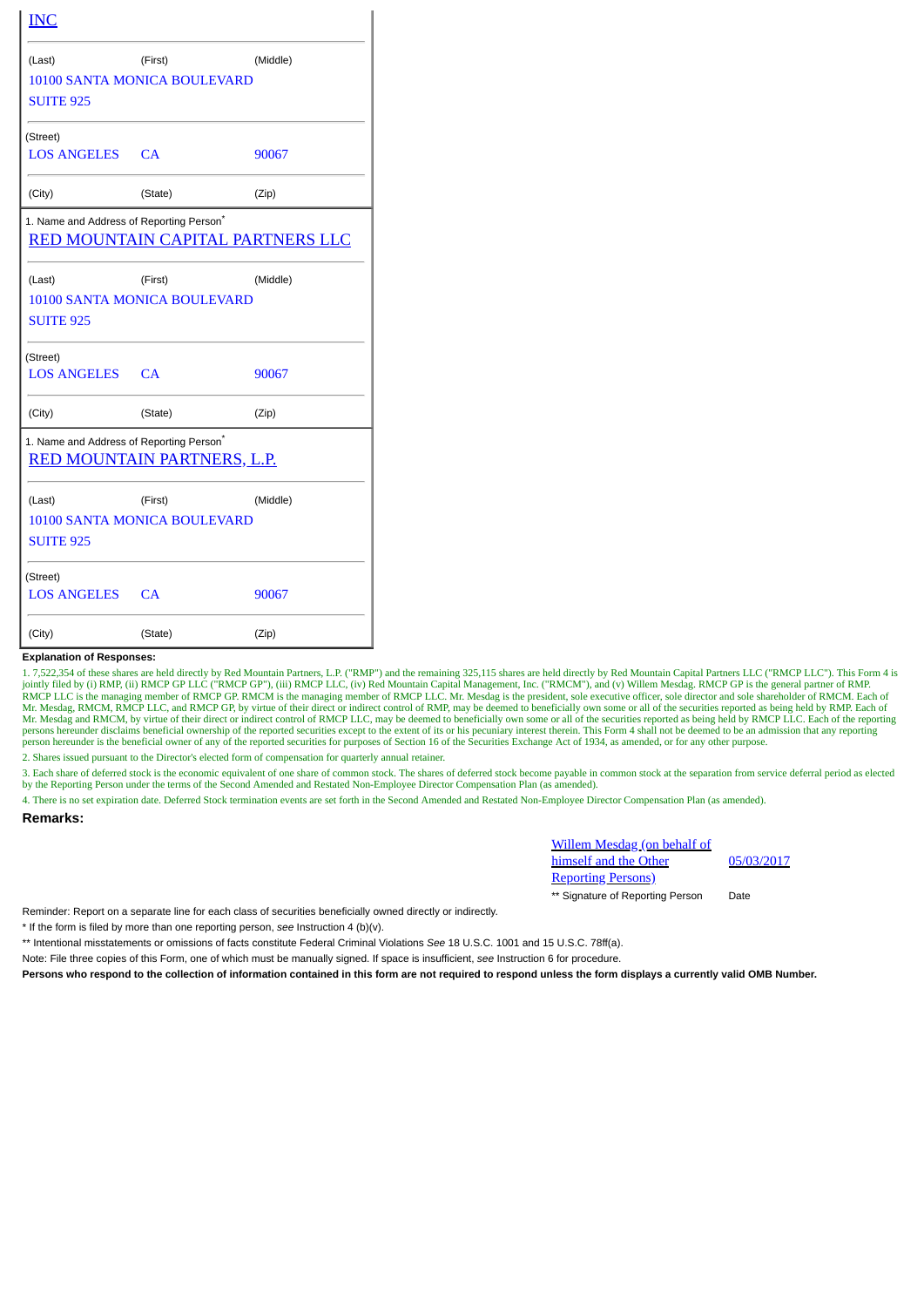INC

| (Last) | (First) | (Middle) |
|---|---|---|
| 10100 SANTA MONICA BOULEVARD SUITE 925 | | |
| (Street) | | |
| LOS ANGELES | CA | 90067 |
| (City) | (State) | (Zip) |

1. Name and Address of Reporting Person*

RED MOUNTAIN CAPITAL PARTNERS LLC

| (Last) | (First) | (Middle) |
|---|---|---|
| 10100 SANTA MONICA BOULEVARD SUITE 925 | | |
| (Street) | | |
| LOS ANGELES | CA | 90067 |
| (City) | (State) | (Zip) |

1. Name and Address of Reporting Person*

RED MOUNTAIN PARTNERS, L.P.

| (Last) | (First) | (Middle) |
|---|---|---|
| 10100 SANTA MONICA BOULEVARD SUITE 925 | | |
| (Street) | | |
| LOS ANGELES | CA | 90067 |
| (City) | (State) | (Zip) |

**Explanation of Responses:**

1. 7,522,354 of these shares are held directly by Red Mountain Partners, L.P. ("RMP") and the remaining 325,115 shares are held directly by Red Mountain Capital Partners LLC ("RMCP LLC"). This Form 4 is jointly filed by (i) RMP, (ii) RMCP GP LLC ("RMCP GP"), (iii) RMCP LLC, (iv) Red Mountain Capital Management, Inc. ("RMCM"), and (v) Willem Mesdag. RMCP GP is the general partner of RMP. RMCP LLC is the managing member of RMCP GP. RMCM is the managing member of RMCP LLC. Mr. Mesdag is the president, sole executive officer, sole director and sole shareholder of RMCM. Each of Mr. Mesdag, RMCM, RMCP LLC, and RMCP GP, by virtue of their direct or indirect control of RMP, may be deemed to beneficially own some or all of the securities reported as being held by RMP. Each of Mr. Mesdag and RMCM, by virtue of their direct or indirect control of RMCP LLC, may be deemed to beneficially own some or all of the securities reported as being held by RMCP LLC. Each of the reporting persons hereunder disclaims beneficial ownership of the reported securities except to the extent of its or his pecuniary interest therein. This Form 4 shall not be deemed to be an admission that any reporting person hereunder is the beneficial owner of any of the reported securities for purposes of Section 16 of the Securities Exchange Act of 1934, as amended, or for any other purpose.

2. Shares issued pursuant to the Director's elected form of compensation for quarterly annual retainer.

3. Each share of deferred stock is the economic equivalent of one share of common stock. The shares of deferred stock become payable in common stock at the separation from service deferral period as elected by the Reporting Person under the terms of the Second Amended and Restated Non-Employee Director Compensation Plan (as amended).

4. There is no set expiration date. Deferred Stock termination events are set forth in the Second Amended and Restated Non-Employee Director Compensation Plan (as amended).

**Remarks:**

| | |
|---|---|
| Willem Mesdag (on behalf of himself and the Other Reporting Persons) | 05/03/2017 |
| ** Signature of Reporting Person | Date |

Reminder: Report on a separate line for each class of securities beneficially owned directly or indirectly.

\* If the form is filed by more than one reporting person, *see* Instruction 4 (b)(v).

** Intentional misstatements or omissions of facts constitute Federal Criminal Violations *See* 18 U.S.C. 1001 and 15 U.S.C. 78ff(a).

Note: File three copies of this Form, one of which must be manually signed. If space is insufficient, *see* Instruction 6 for procedure.

**Persons who respond to the collection of information contained in this form are not required to respond unless the form displays a currently valid OMB Number.**